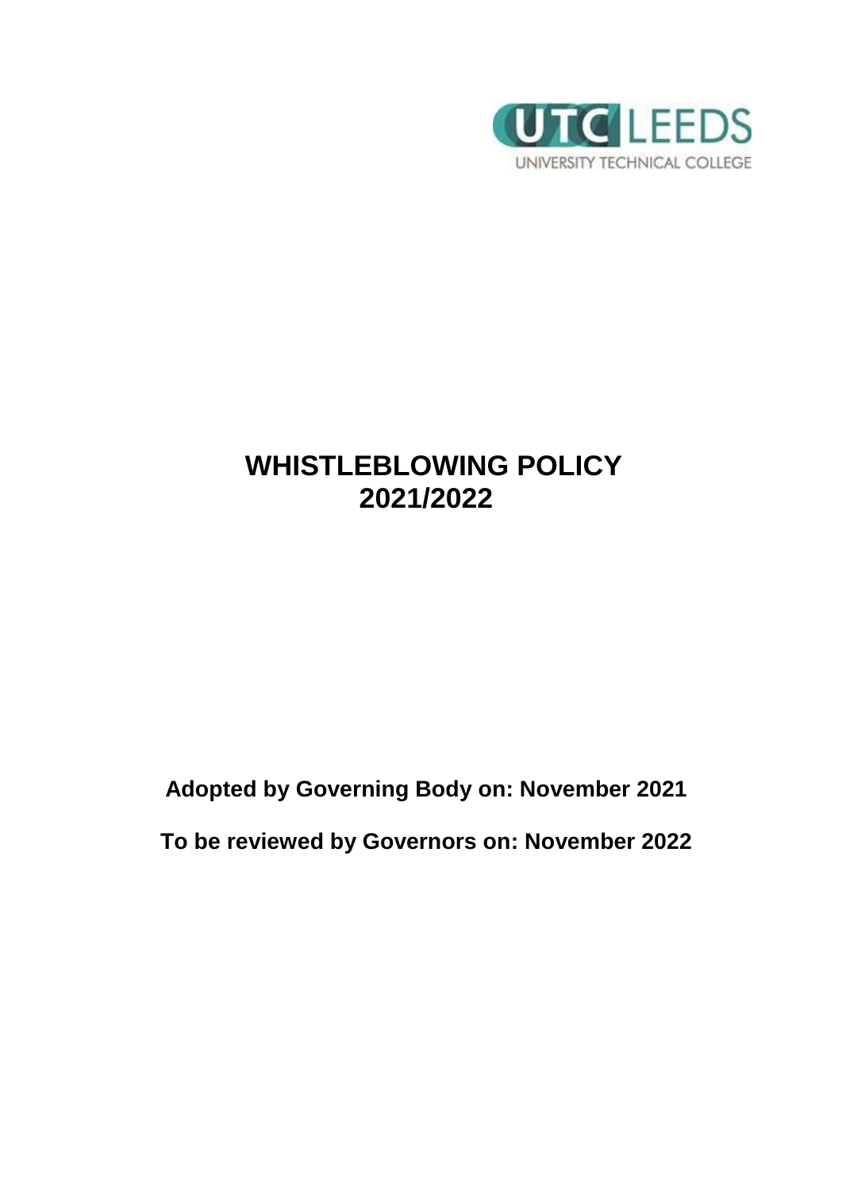UTC LEEDS

UNIVERSITY TECHNICAL COLLEGE

# WHISTLEBLOWING POLICY 2021/2022

**Adopted by Governing Body on: November 2021**

**To be reviewed by Governors on: November 2022**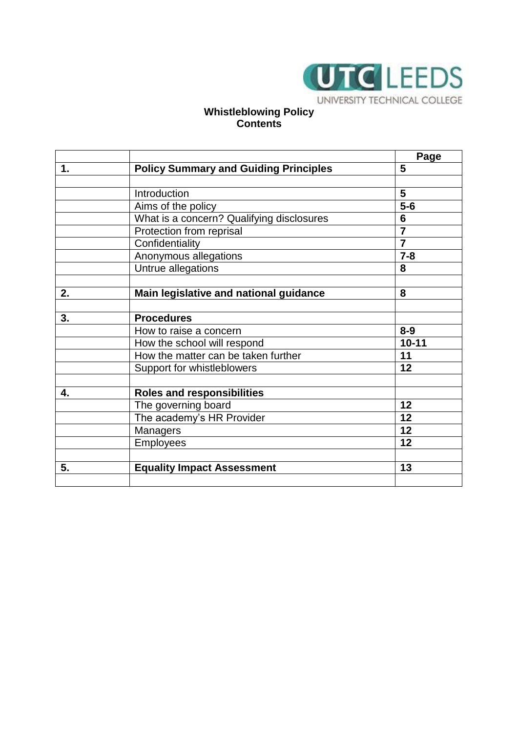**Whistleblowing Policy**
**Contents**

| | | Page |
|---|---|---|
| **1.** | **Policy Summary and Guiding Principles** | **5** |
| | | |
| | Introduction | **5** |
| | Aims of the policy | **5-6** |
| | What is a concern? Qualifying disclosures | **6** |
| | Protection from reprisal | **7** |
| | Confidentiality | **7** |
| | Anonymous allegations | **7-8** |
| | Untrue allegations | **8** |
| | | |
| **2.** | **Main legislative and national guidance** | **8** |
| | | |
| **3.** | **Procedures** | |
| | How to raise a concern | **8-9** |
| | How the school will respond | **10-11** |
| | How the matter can be taken further | **11** |
| | Support for whistleblowers | **12** |
| | | |
| **4.** | **Roles and responsibilities** | |
| | The governing board | **12** |
| | The academy's HR Provider | **12** |
| | Managers | **12** |
| | Employees | **12** |
| | | |
| **5.** | **Equality Impact Assessment** | **13** |
| | | |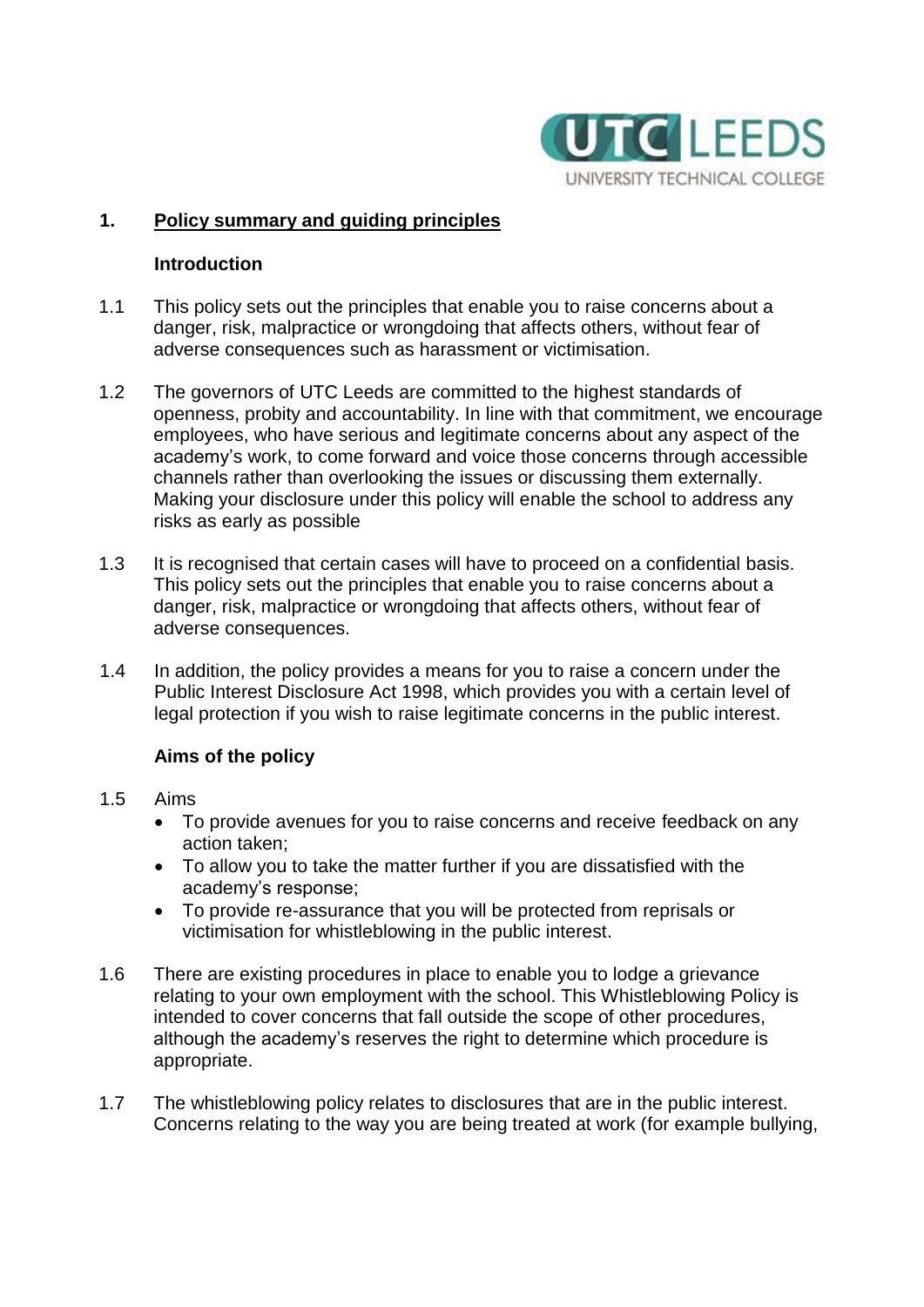## 1. Policy summary and guiding principles

### Introduction

1.1 This policy sets out the principles that enable you to raise concerns about a danger, risk, malpractice or wrongdoing that affects others, without fear of adverse consequences such as harassment or victimisation.

1.2 The governors of UTC Leeds are committed to the highest standards of openness, probity and accountability. In line with that commitment, we encourage employees, who have serious and legitimate concerns about any aspect of the academy's work, to come forward and voice those concerns through accessible channels rather than overlooking the issues or discussing them externally. Making your disclosure under this policy will enable the school to address any risks as early as possible

1.3 It is recognised that certain cases will have to proceed on a confidential basis. This policy sets out the principles that enable you to raise concerns about a danger, risk, malpractice or wrongdoing that affects others, without fear of adverse consequences.

1.4 In addition, the policy provides a means for you to raise a concern under the Public Interest Disclosure Act 1998, which provides you with a certain level of legal protection if you wish to raise legitimate concerns in the public interest.

### Aims of the policy

1.5 Aims

- To provide avenues for you to raise concerns and receive feedback on any action taken;
- To allow you to take the matter further if you are dissatisfied with the academy's response;
- To provide re-assurance that you will be protected from reprisals or victimisation for whistleblowing in the public interest.

1.6 There are existing procedures in place to enable you to lodge a grievance relating to your own employment with the school. This Whistleblowing Policy is intended to cover concerns that fall outside the scope of other procedures, although the academy's reserves the right to determine which procedure is appropriate.

1.7 The whistleblowing policy relates to disclosures that are in the public interest. Concerns relating to the way you are being treated at work (for example bullying,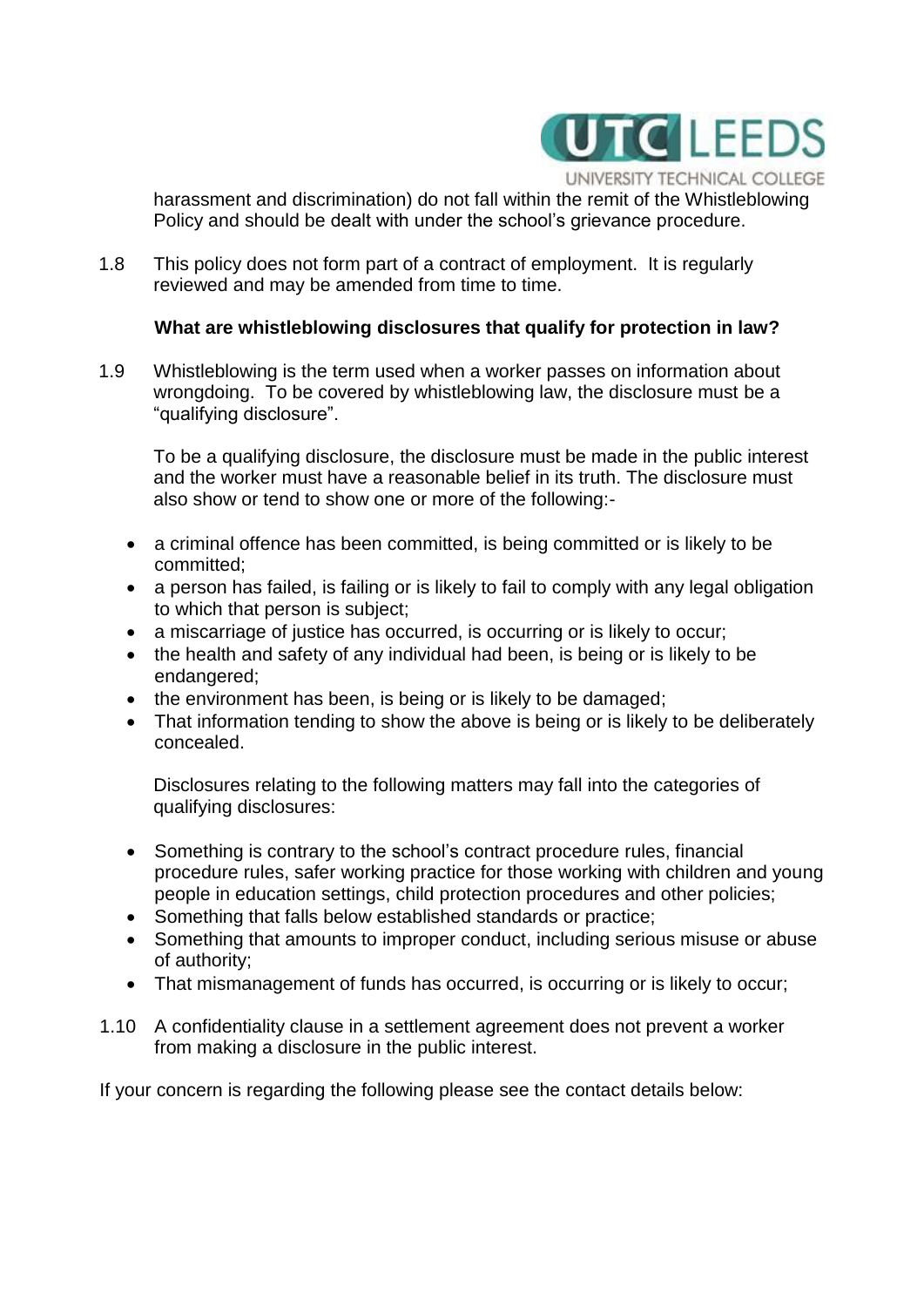harassment and discrimination) do not fall within the remit of the Whistleblowing Policy and should be dealt with under the school's grievance procedure.

1.8 This policy does not form part of a contract of employment. It is regularly reviewed and may be amended from time to time.

**What are whistleblowing disclosures that qualify for protection in law?**

1.9 Whistleblowing is the term used when a worker passes on information about wrongdoing. To be covered by whistleblowing law, the disclosure must be a "qualifying disclosure".

To be a qualifying disclosure, the disclosure must be made in the public interest and the worker must have a reasonable belief in its truth. The disclosure must also show or tend to show one or more of the following:-

- a criminal offence has been committed, is being committed or is likely to be committed;
- a person has failed, is failing or is likely to fail to comply with any legal obligation to which that person is subject;
- a miscarriage of justice has occurred, is occurring or is likely to occur;
- the health and safety of any individual had been, is being or is likely to be endangered;
- the environment has been, is being or is likely to be damaged;
- That information tending to show the above is being or is likely to be deliberately concealed.

Disclosures relating to the following matters may fall into the categories of qualifying disclosures:

- Something is contrary to the school's contract procedure rules, financial procedure rules, safer working practice for those working with children and young people in education settings, child protection procedures and other policies;
- Something that falls below established standards or practice;
- Something that amounts to improper conduct, including serious misuse or abuse of authority;
- That mismanagement of funds has occurred, is occurring or is likely to occur;

1.10 A confidentiality clause in a settlement agreement does not prevent a worker from making a disclosure in the public interest.

If your concern is regarding the following please see the contact details below: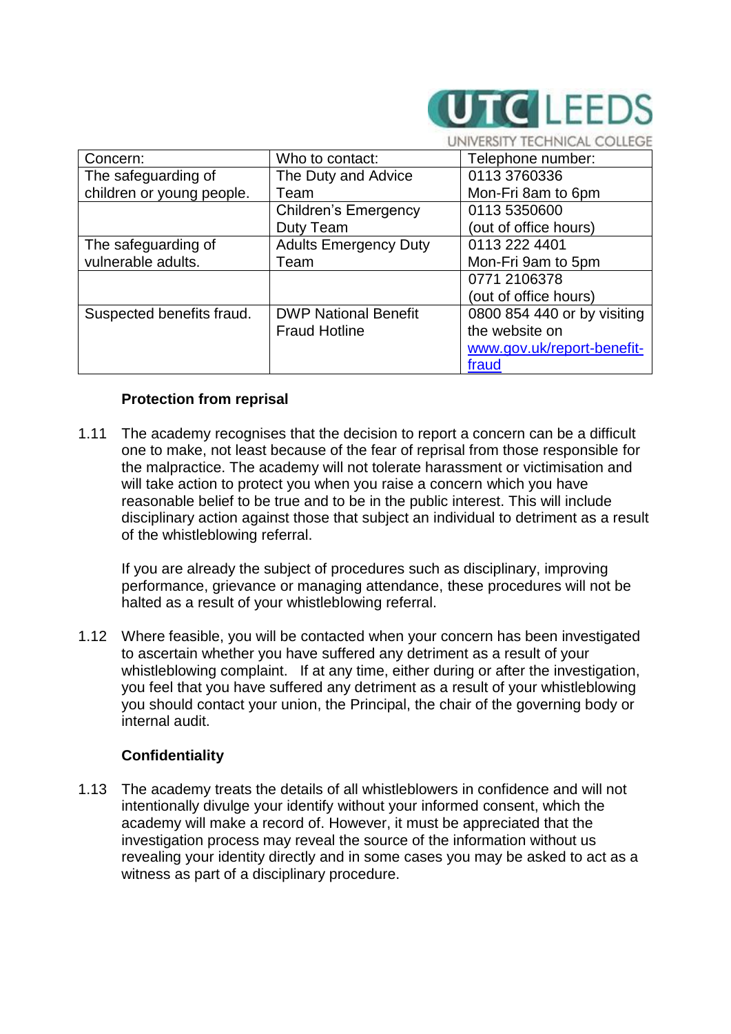| Concern: | Who to contact: | Telephone number: |
|---|---|---|
| The safeguarding of children or young people. | The Duty and Advice Team | 0113 3760336 Mon-Fri 8am to 6pm |
| | Children's Emergency Duty Team | 0113 5350600 (out of office hours) |
| The safeguarding of vulnerable adults. | Adults Emergency Duty Team | 0113 222 4401 Mon-Fri 9am to 5pm |
| | | 0771 2106378 (out of office hours) |
| Suspected benefits fraud. | DWP National Benefit Fraud Hotline | 0800 854 440 or by visiting the website on [www.gov.uk/report-benefit-fraud](http://www.gov.uk/report-benefit-fraud) |

**Protection from reprisal**

1.11 The academy recognises that the decision to report a concern can be a difficult one to make, not least because of the fear of reprisal from those responsible for the malpractice. The academy will not tolerate harassment or victimisation and will take action to protect you when you raise a concern which you have reasonable belief to be true and to be in the public interest. This will include disciplinary action against those that subject an individual to detriment as a result of the whistleblowing referral.

If you are already the subject of procedures such as disciplinary, improving performance, grievance or managing attendance, these procedures will not be halted as a result of your whistleblowing referral.

1.12 Where feasible, you will be contacted when your concern has been investigated to ascertain whether you have suffered any detriment as a result of your whistleblowing complaint. If at any time, either during or after the investigation, you feel that you have suffered any detriment as a result of your whistleblowing you should contact your union, the Principal, the chair of the governing body or internal audit.

**Confidentiality**

1.13 The academy treats the details of all whistleblowers in confidence and will not intentionally divulge your identify without your informed consent, which the academy will make a record of. However, it must be appreciated that the investigation process may reveal the source of the information without us revealing your identity directly and in some cases you may be asked to act as a witness as part of a disciplinary procedure.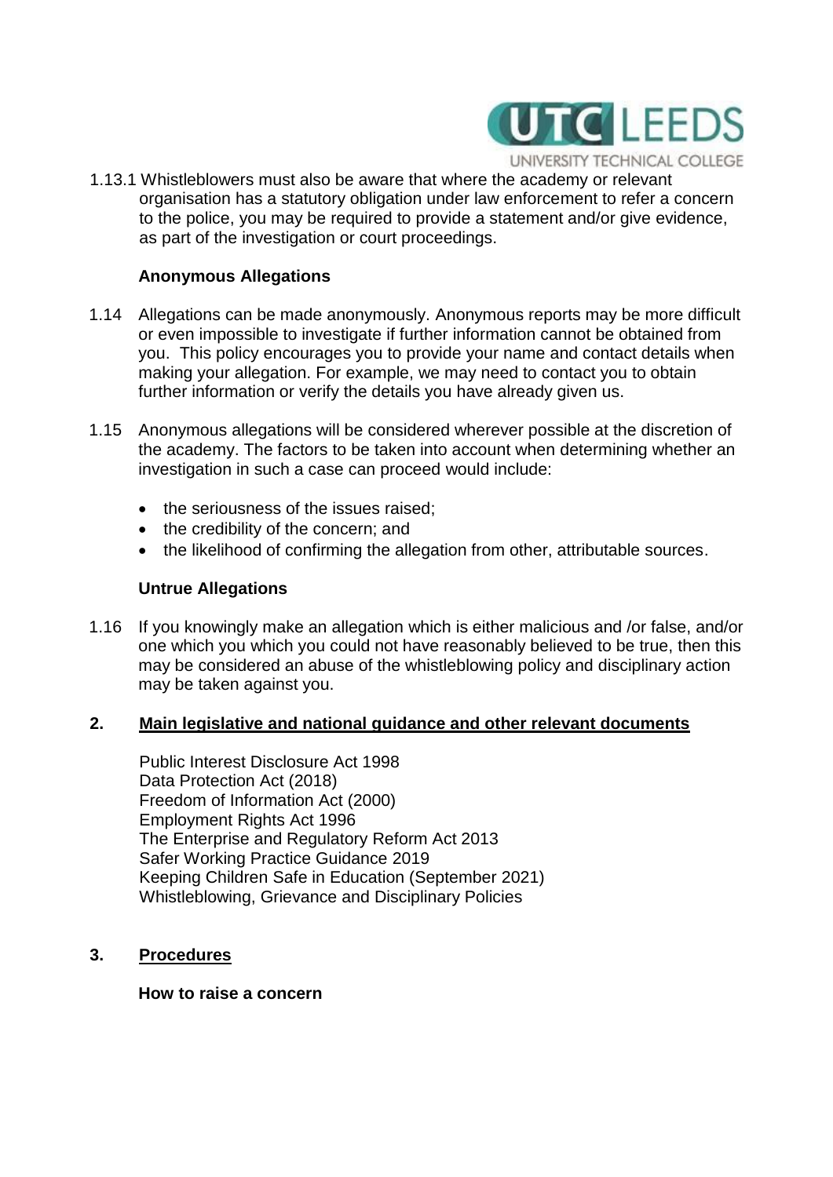1.13.1 Whistleblowers must also be aware that where the academy or relevant organisation has a statutory obligation under law enforcement to refer a concern to the police, you may be required to provide a statement and/or give evidence, as part of the investigation or court proceedings.

**Anonymous Allegations**

1.14 Allegations can be made anonymously. Anonymous reports may be more difficult or even impossible to investigate if further information cannot be obtained from you. This policy encourages you to provide your name and contact details when making your allegation. For example, we may need to contact you to obtain further information or verify the details you have already given us.

1.15 Anonymous allegations will be considered wherever possible at the discretion of the academy. The factors to be taken into account when determining whether an investigation in such a case can proceed would include:

- the seriousness of the issues raised;
- the credibility of the concern; and
- the likelihood of confirming the allegation from other, attributable sources.

**Untrue Allegations**

1.16 If you knowingly make an allegation which is either malicious and /or false, and/or one which you which you could not have reasonably believed to be true, then this may be considered an abuse of the whistleblowing policy and disciplinary action may be taken against you.

## 2. Main legislative and national guidance and other relevant documents

Public Interest Disclosure Act 1998
Data Protection Act (2018)
Freedom of Information Act (2000)
Employment Rights Act 1996
The Enterprise and Regulatory Reform Act 2013
Safer Working Practice Guidance 2019
Keeping Children Safe in Education (September 2021)
Whistleblowing, Grievance and Disciplinary Policies

## 3. Procedures

**How to raise a concern**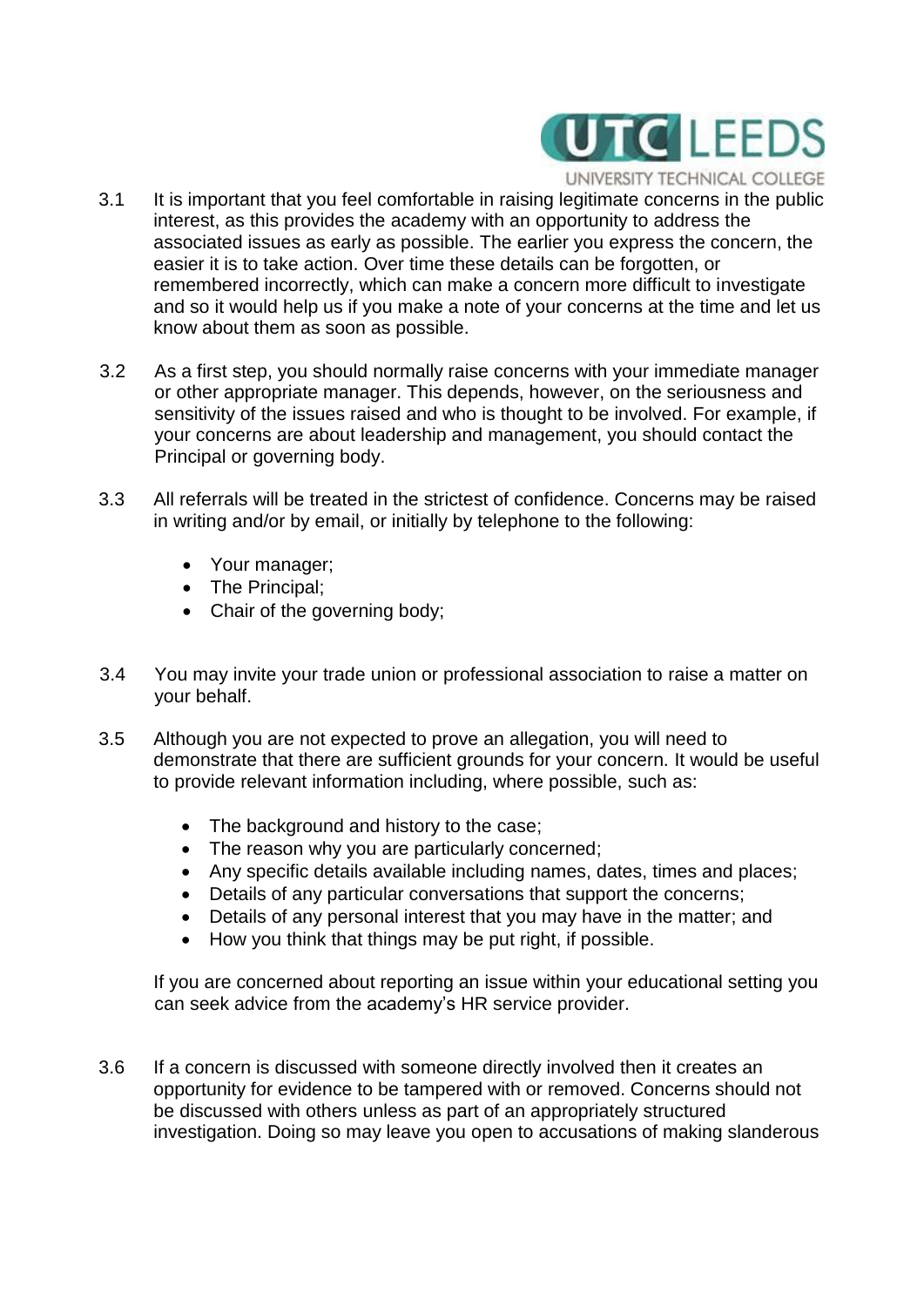3.1 It is important that you feel comfortable in raising legitimate concerns in the public interest, as this provides the academy with an opportunity to address the associated issues as early as possible. The earlier you express the concern, the easier it is to take action. Over time these details can be forgotten, or remembered incorrectly, which can make a concern more difficult to investigate and so it would help us if you make a note of your concerns at the time and let us know about them as soon as possible.

3.2 As a first step, you should normally raise concerns with your immediate manager or other appropriate manager. This depends, however, on the seriousness and sensitivity of the issues raised and who is thought to be involved. For example, if your concerns are about leadership and management, you should contact the Principal or governing body.

3.3 All referrals will be treated in the strictest of confidence. Concerns may be raised in writing and/or by email, or initially by telephone to the following:

- Your manager;
- The Principal;
- Chair of the governing body;

3.4 You may invite your trade union or professional association to raise a matter on your behalf.

3.5 Although you are not expected to prove an allegation, you will need to demonstrate that there are sufficient grounds for your concern. It would be useful to provide relevant information including, where possible, such as:

- The background and history to the case;
- The reason why you are particularly concerned;
- Any specific details available including names, dates, times and places;
- Details of any particular conversations that support the concerns;
- Details of any personal interest that you may have in the matter; and
- How you think that things may be put right, if possible.

If you are concerned about reporting an issue within your educational setting you can seek advice from the academy's HR service provider.

3.6 If a concern is discussed with someone directly involved then it creates an opportunity for evidence to be tampered with or removed. Concerns should not be discussed with others unless as part of an appropriately structured investigation. Doing so may leave you open to accusations of making slanderous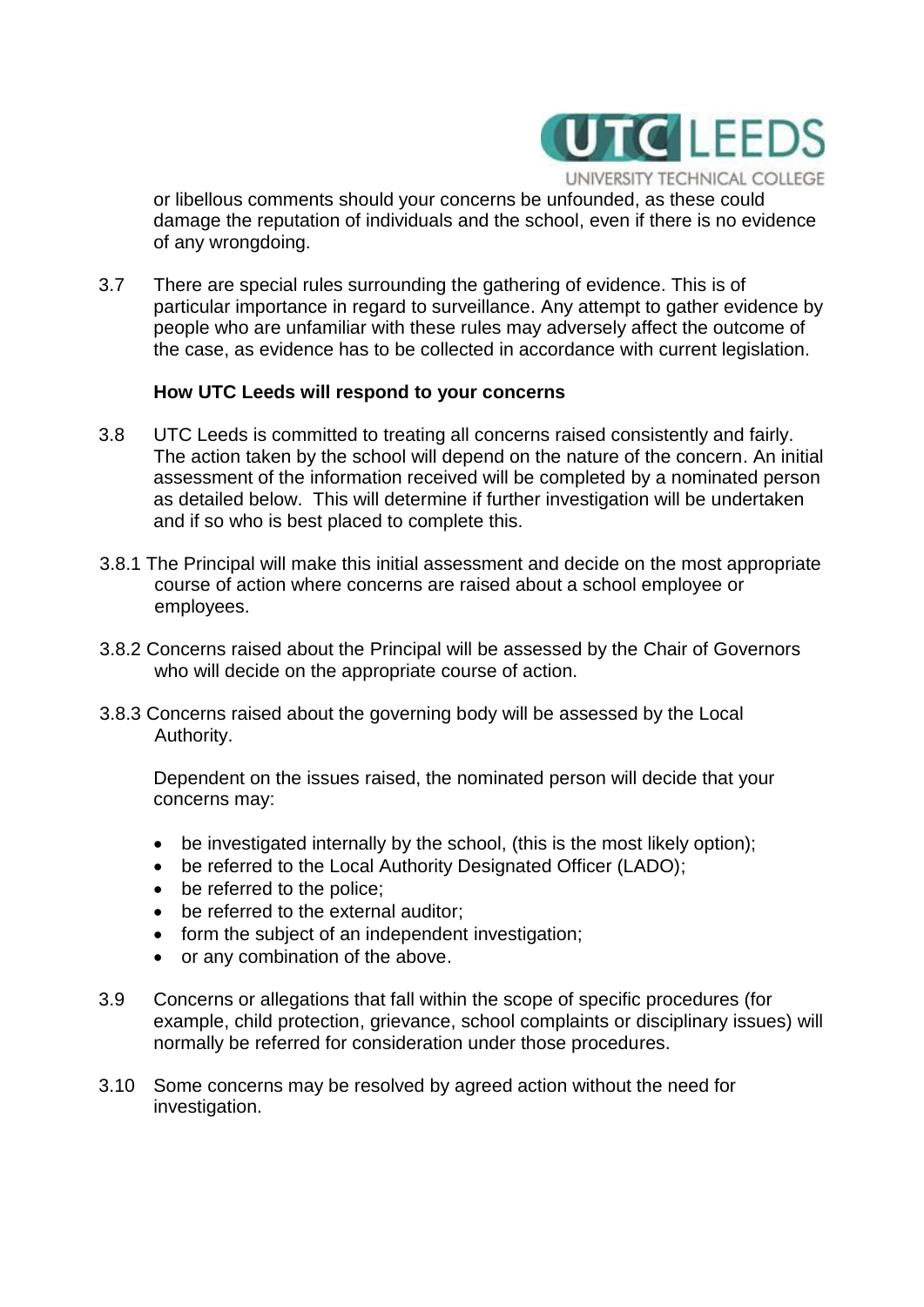or libellous comments should your concerns be unfounded, as these could damage the reputation of individuals and the school, even if there is no evidence of any wrongdoing.

3.7 There are special rules surrounding the gathering of evidence. This is of particular importance in regard to surveillance. Any attempt to gather evidence by people who are unfamiliar with these rules may adversely affect the outcome of the case, as evidence has to be collected in accordance with current legislation.

**How UTC Leeds will respond to your concerns**

3.8 UTC Leeds is committed to treating all concerns raised consistently and fairly. The action taken by the school will depend on the nature of the concern. An initial assessment of the information received will be completed by a nominated person as detailed below. This will determine if further investigation will be undertaken and if so who is best placed to complete this.

3.8.1 The Principal will make this initial assessment and decide on the most appropriate course of action where concerns are raised about a school employee or employees.

3.8.2 Concerns raised about the Principal will be assessed by the Chair of Governors who will decide on the appropriate course of action.

3.8.3 Concerns raised about the governing body will be assessed by the Local Authority.

Dependent on the issues raised, the nominated person will decide that your concerns may:

- be investigated internally by the school, (this is the most likely option);
- be referred to the Local Authority Designated Officer (LADO);
- be referred to the police;
- be referred to the external auditor;
- form the subject of an independent investigation;
- or any combination of the above.

3.9 Concerns or allegations that fall within the scope of specific procedures (for example, child protection, grievance, school complaints or disciplinary issues) will normally be referred for consideration under those procedures.

3.10 Some concerns may be resolved by agreed action without the need for investigation.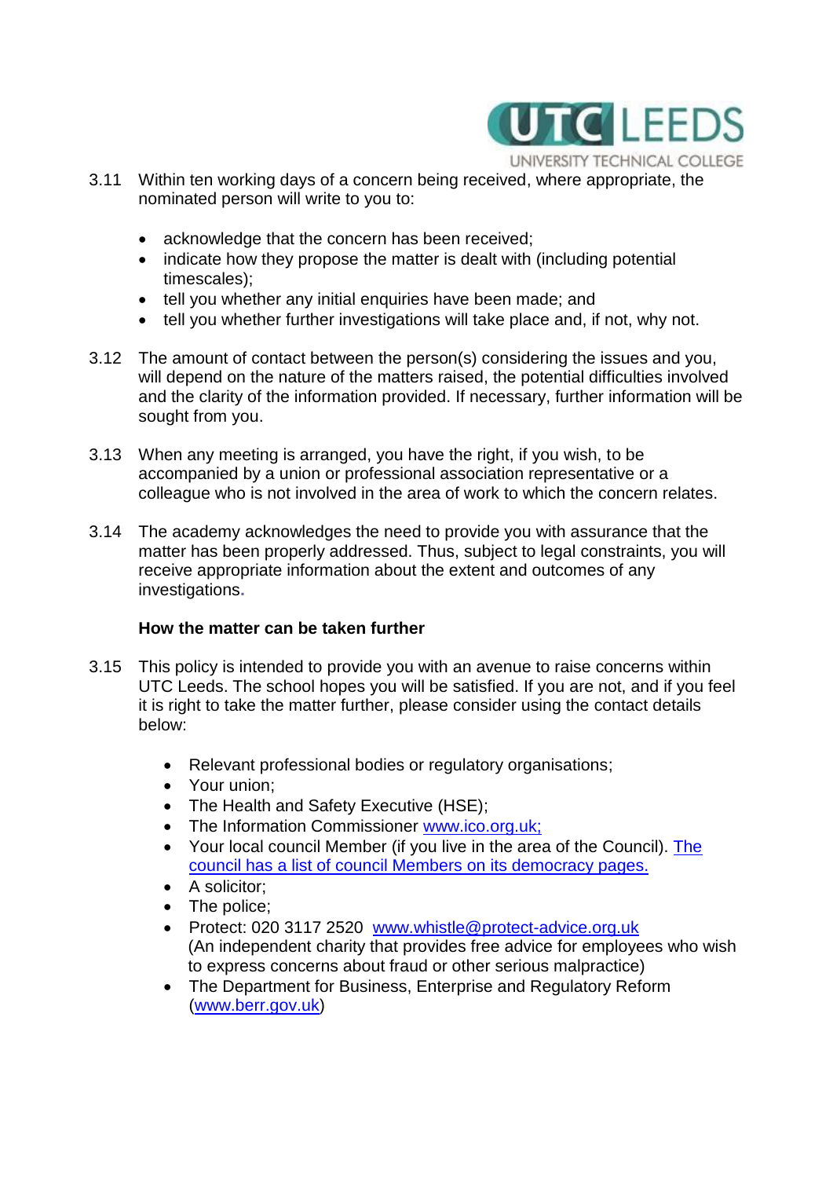3.11 Within ten working days of a concern being received, where appropriate, the nominated person will write to you to:

- acknowledge that the concern has been received;
- indicate how they propose the matter is dealt with (including potential timescales);
- tell you whether any initial enquiries have been made; and
- tell you whether further investigations will take place and, if not, why not.

3.12 The amount of contact between the person(s) considering the issues and you, will depend on the nature of the matters raised, the potential difficulties involved and the clarity of the information provided. If necessary, further information will be sought from you.

3.13 When any meeting is arranged, you have the right, if you wish, to be accompanied by a union or professional association representative or a colleague who is not involved in the area of work to which the concern relates.

3.14 The academy acknowledges the need to provide you with assurance that the matter has been properly addressed. Thus, subject to legal constraints, you will receive appropriate information about the extent and outcomes of any investigations.

**How the matter can be taken further**

3.15 This policy is intended to provide you with an avenue to raise concerns within UTC Leeds. The school hopes you will be satisfied. If you are not, and if you feel it is right to take the matter further, please consider using the contact details below:

- Relevant professional bodies or regulatory organisations;
- Your union;
- The Health and Safety Executive (HSE);
- The Information Commissioner www.ico.org.uk;
- Your local council Member (if you live in the area of the Council). The council has a list of council Members on its democracy pages.
- A solicitor;
- The police;
- Protect: 020 3117 2520 www.whistle@protect-advice.org.uk (An independent charity that provides free advice for employees who wish to express concerns about fraud or other serious malpractice)
- The Department for Business, Enterprise and Regulatory Reform (www.berr.gov.uk)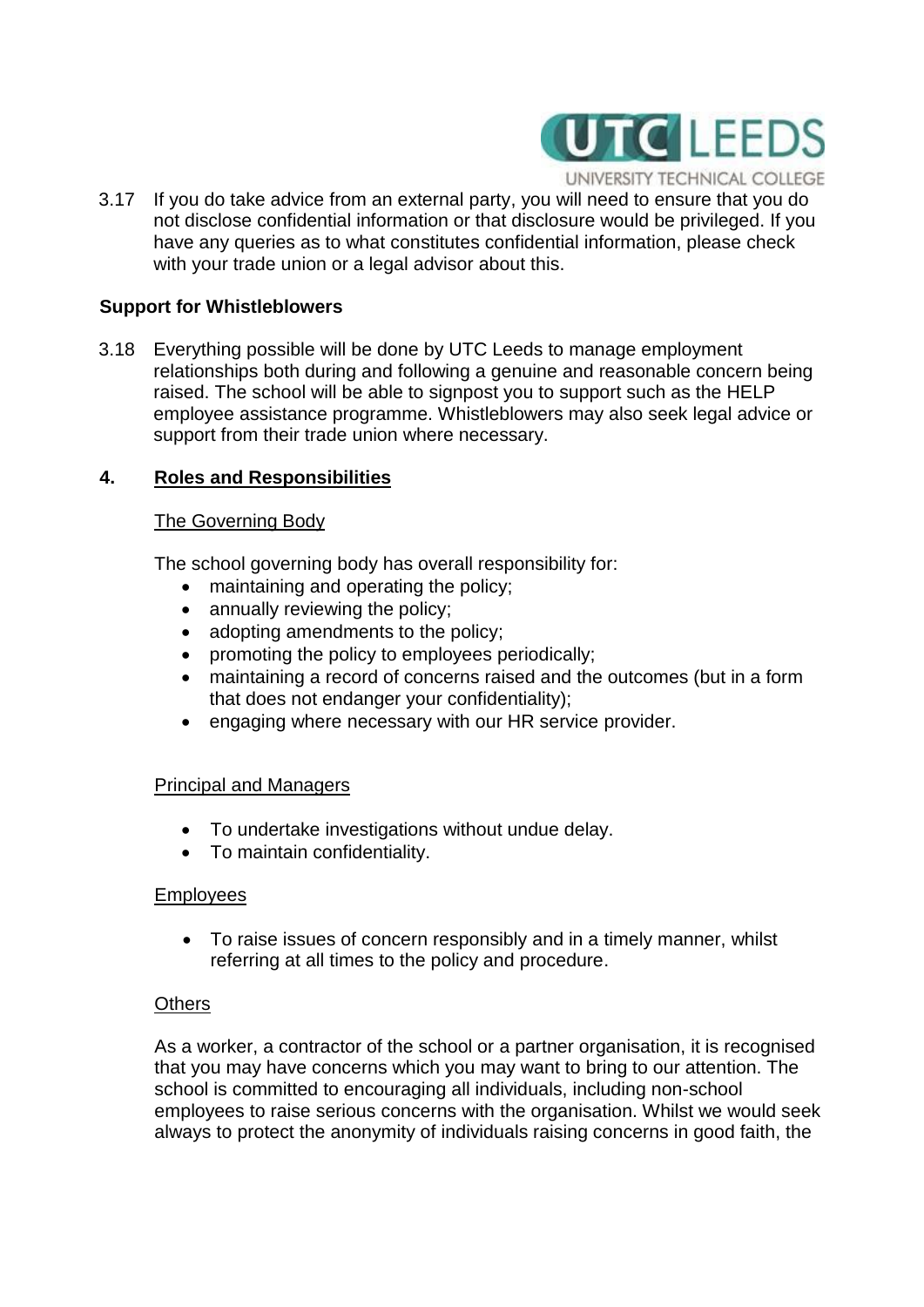3.17 If you do take advice from an external party, you will need to ensure that you do not disclose confidential information or that disclosure would be privileged. If you have any queries as to what constitutes confidential information, please check with your trade union or a legal advisor about this.

**Support for Whistleblowers**

3.18 Everything possible will be done by UTC Leeds to manage employment relationships both during and following a genuine and reasonable concern being raised. The school will be able to signpost you to support such as the HELP employee assistance programme. Whistleblowers may also seek legal advice or support from their trade union where necessary.

## 4. Roles and Responsibilities

The Governing Body

The school governing body has overall responsibility for:

- maintaining and operating the policy;
- annually reviewing the policy;
- adopting amendments to the policy;
- promoting the policy to employees periodically;
- maintaining a record of concerns raised and the outcomes (but in a form that does not endanger your confidentiality);
- engaging where necessary with our HR service provider.

Principal and Managers

- To undertake investigations without undue delay.
- To maintain confidentiality.

Employees

- To raise issues of concern responsibly and in a timely manner, whilst referring at all times to the policy and procedure.

Others

As a worker, a contractor of the school or a partner organisation, it is recognised that you may have concerns which you may want to bring to our attention. The school is committed to encouraging all individuals, including non-school employees to raise serious concerns with the organisation. Whilst we would seek always to protect the anonymity of individuals raising concerns in good faith, the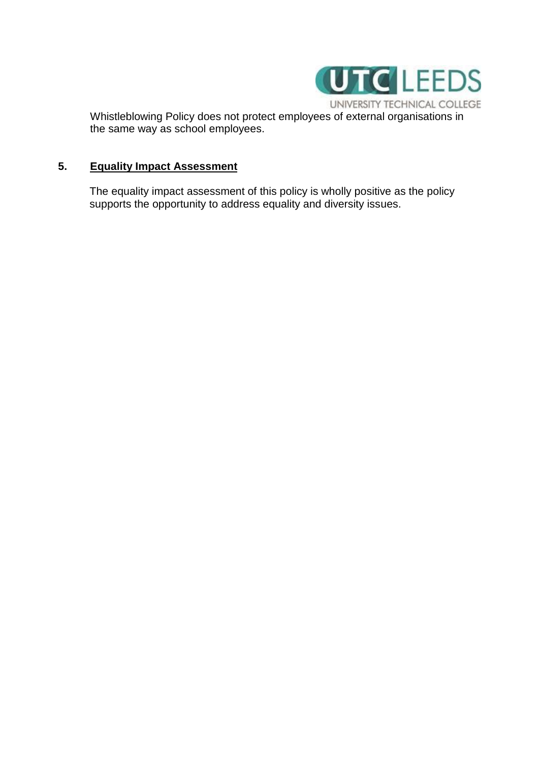Whistleblowing Policy does not protect employees of external organisations in the same way as school employees.

## 5. Equality Impact Assessment

The equality impact assessment of this policy is wholly positive as the policy supports the opportunity to address equality and diversity issues.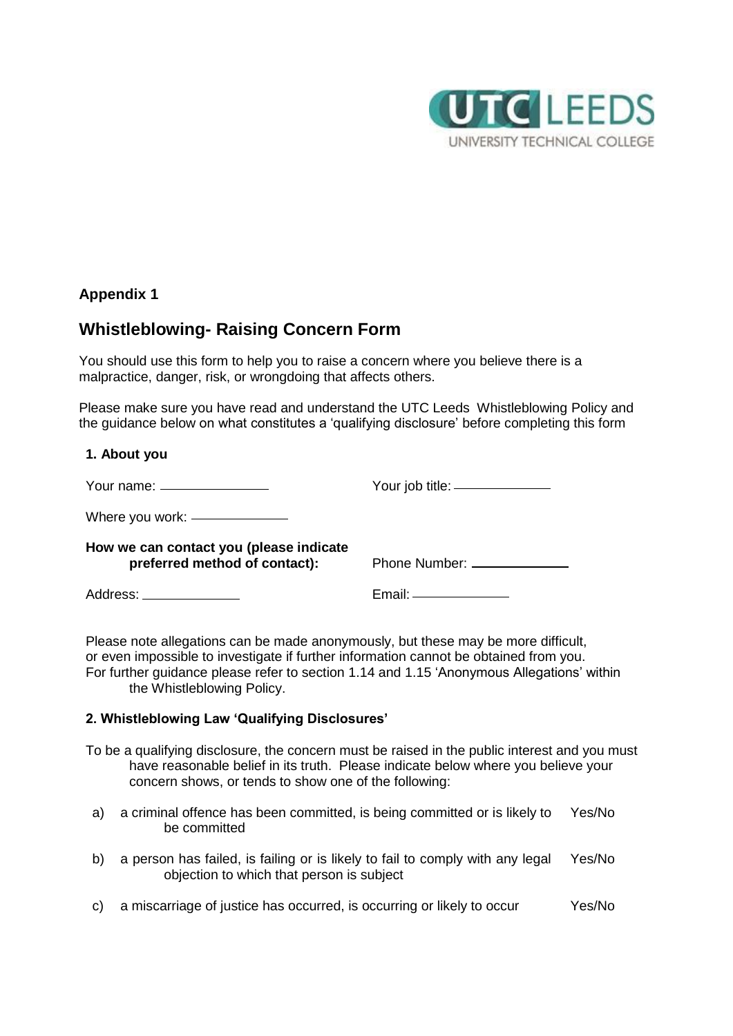## Appendix 1

## Whistleblowing- Raising Concern Form

You should use this form to help you to raise a concern where you believe there is a malpractice, danger, risk, or wrongdoing that affects others.

Please make sure you have read and understand the UTC Leeds Whistleblowing Policy and the guidance below on what constitutes a 'qualifying disclosure' before completing this form

### 1. About you

Your name: ______________ Your job title: ______________

Where you work: ______________

**How we can contact you (please indicate preferred method of contact):** Phone Number: ______________

Address: ______________ Email: ______________

Please note allegations can be made anonymously, but these may be more difficult, or even impossible to investigate if further information cannot be obtained from you. For further guidance please refer to section 1.14 and 1.15 'Anonymous Allegations' within the Whistleblowing Policy.

### 2. Whistleblowing Law 'Qualifying Disclosures'

To be a qualifying disclosure, the concern must be raised in the public interest and you must have reasonable belief in its truth. Please indicate below where you believe your concern shows, or tends to show one of the following:

a) a criminal offence has been committed, is being committed or is likely to be committed — Yes/No

b) a person has failed, is failing or is likely to fail to comply with any legal objection to which that person is subject — Yes/No

c) a miscarriage of justice has occurred, is occurring or likely to occur — Yes/No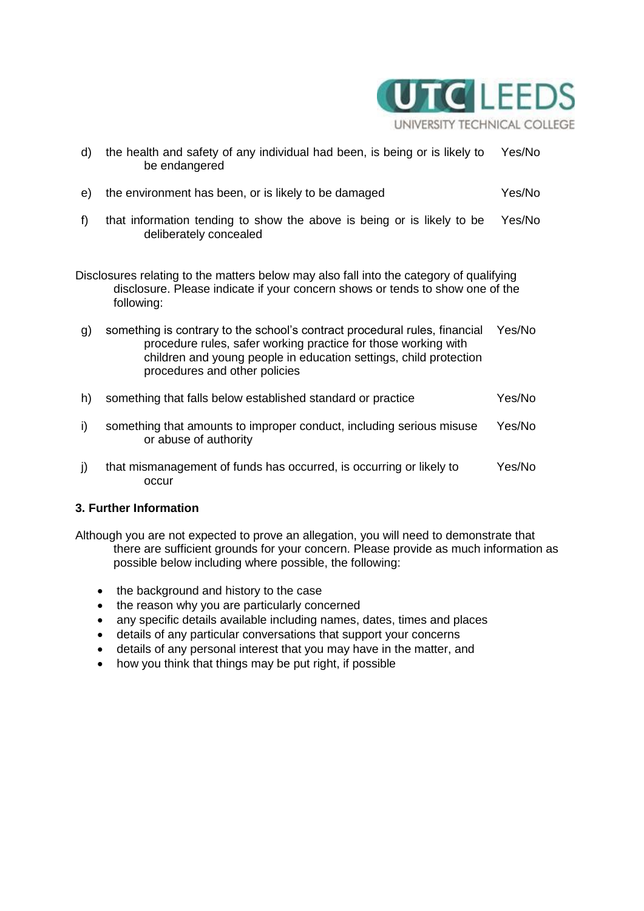d) the health and safety of any individual had been, is being or is likely to be endangered — Yes/No

e) the environment has been, or is likely to be damaged — Yes/No

f) that information tending to show the above is being or is likely to be deliberately concealed — Yes/No

Disclosures relating to the matters below may also fall into the category of qualifying disclosure. Please indicate if your concern shows or tends to show one of the following:

g) something is contrary to the school's contract procedural rules, financial procedure rules, safer working practice for those working with children and young people in education settings, child protection procedures and other policies — Yes/No

h) something that falls below established standard or practice — Yes/No

i) something that amounts to improper conduct, including serious misuse or abuse of authority — Yes/No

j) that mismanagement of funds has occurred, is occurring or likely to occur — Yes/No

### 3. Further Information

Although you are not expected to prove an allegation, you will need to demonstrate that there are sufficient grounds for your concern. Please provide as much information as possible below including where possible, the following:

- the background and history to the case
- the reason why you are particularly concerned
- any specific details available including names, dates, times and places
- details of any particular conversations that support your concerns
- details of any personal interest that you may have in the matter, and
- how you think that things may be put right, if possible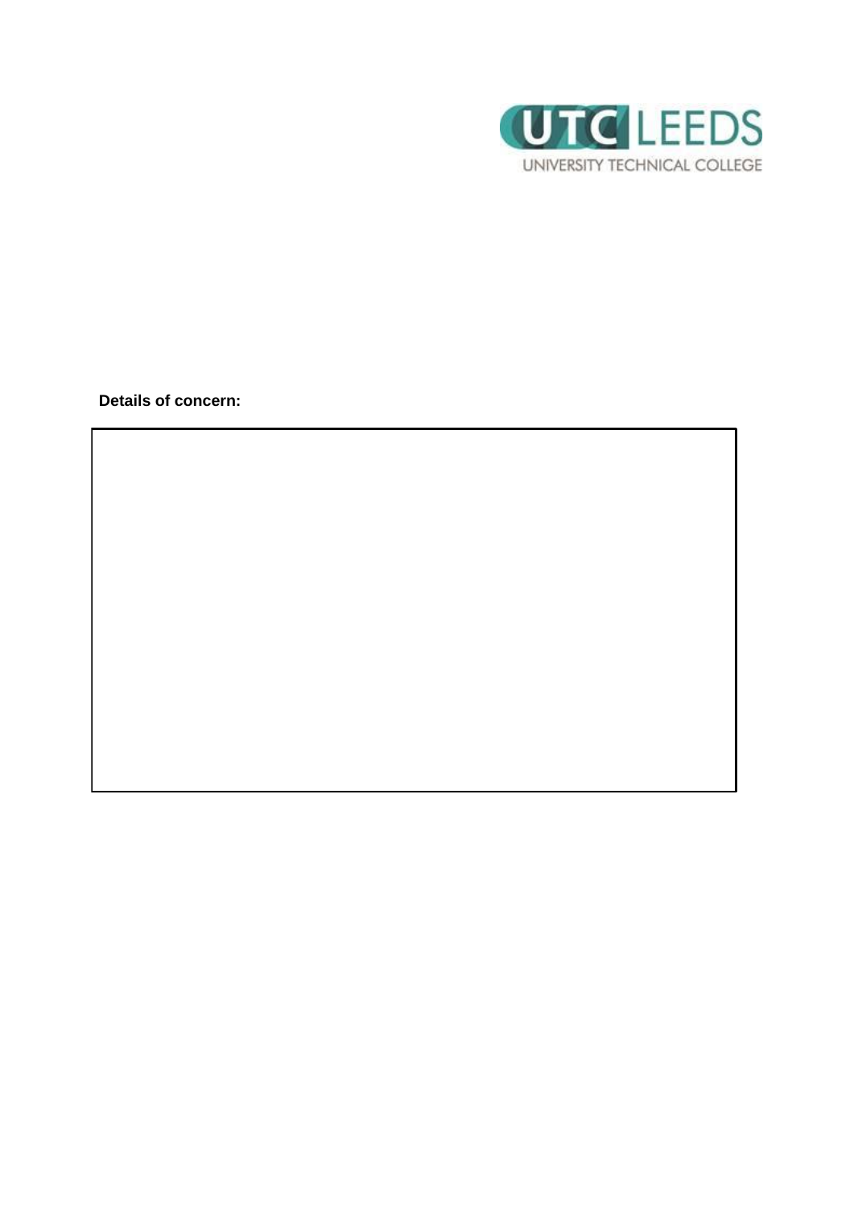**Details of concern:**